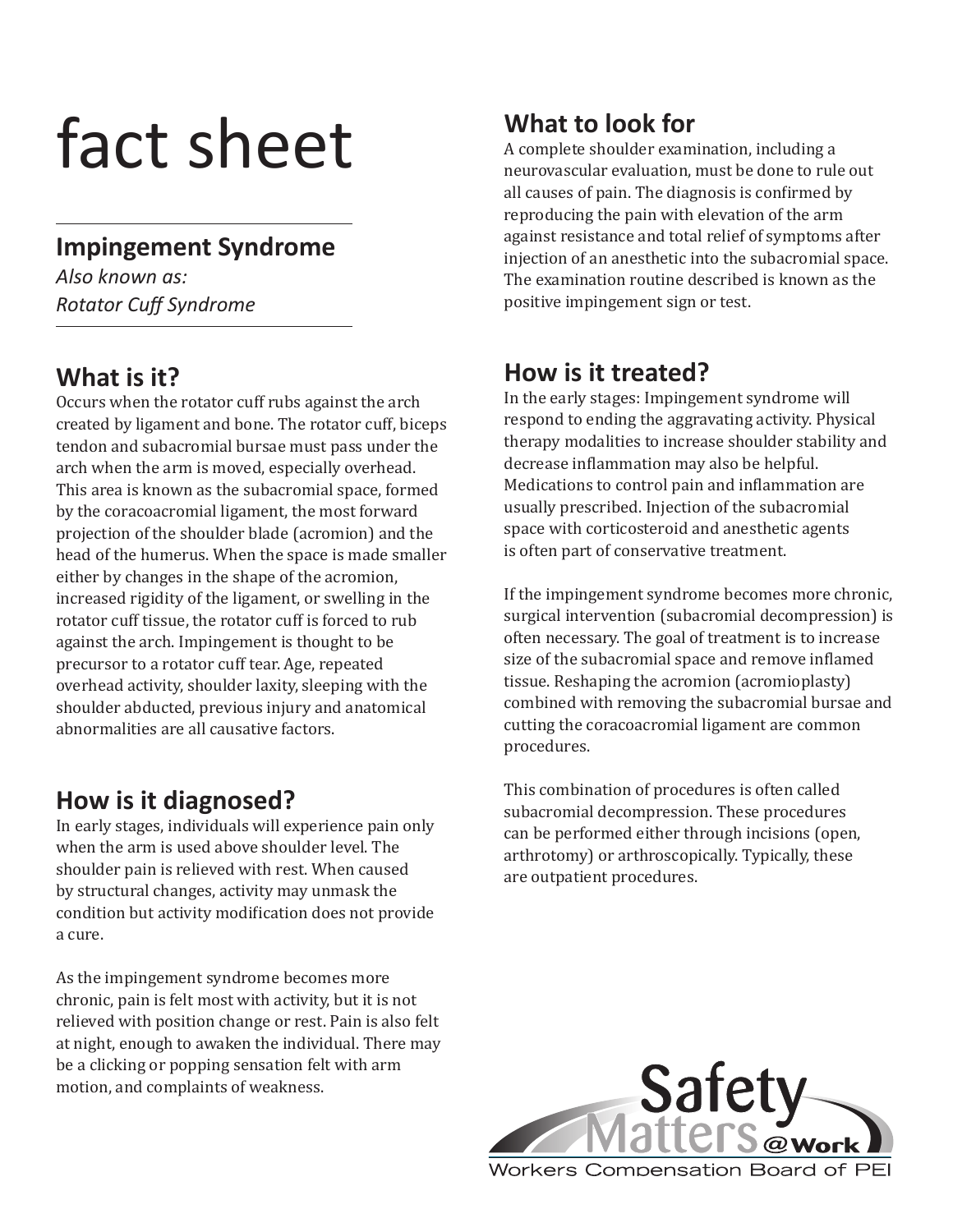# fact sheet

## Impingement Syndrome

*Also known as:*
*Rotator Cuff Syndrome*

## What is it?

Occurs when the rotator cuff rubs against the arch created by ligament and bone. The rotator cuff, biceps tendon and subacromial bursae must pass under the arch when the arm is moved, especially overhead. This area is known as the subacromial space, formed by the coracoacromial ligament, the most forward projection of the shoulder blade (acromion) and the head of the humerus. When the space is made smaller either by changes in the shape of the acromion, increased rigidity of the ligament, or swelling in the rotator cuff tissue, the rotator cuff is forced to rub against the arch. Impingement is thought to be precursor to a rotator cuff tear. Age, repeated overhead activity, shoulder laxity, sleeping with the shoulder abducted, previous injury and anatomical abnormalities are all causative factors.

## How is it diagnosed?

In early stages, individuals will experience pain only when the arm is used above shoulder level. The shoulder pain is relieved with rest. When caused by structural changes, activity may unmask the condition but activity modification does not provide a cure.

As the impingement syndrome becomes more chronic, pain is felt most with activity, but it is not relieved with position change or rest. Pain is also felt at night, enough to awaken the individual. There may be a clicking or popping sensation felt with arm motion, and complaints of weakness.

## What to look for

A complete shoulder examination, including a neurovascular evaluation, must be done to rule out all causes of pain. The diagnosis is confirmed by reproducing the pain with elevation of the arm against resistance and total relief of symptoms after injection of an anesthetic into the subacromial space. The examination routine described is known as the positive impingement sign or test.

## How is it treated?

In the early stages: Impingement syndrome will respond to ending the aggravating activity. Physical therapy modalities to increase shoulder stability and decrease inflammation may also be helpful. Medications to control pain and inflammation are usually prescribed. Injection of the subacromial space with corticosteroid and anesthetic agents is often part of conservative treatment.

If the impingement syndrome becomes more chronic, surgical intervention (subacromial decompression) is often necessary. The goal of treatment is to increase size of the subacromial space and remove inflamed tissue. Reshaping the acromion (acromioplasty) combined with removing the subacromial bursae and cutting the coracoacromial ligament are common procedures.

This combination of procedures is often called subacromial decompression. These procedures can be performed either through incisions (open, arthrotomy) or arthroscopically. Typically, these are outpatient procedures.

Safety Matters @Work
Workers Compensation Board of PEI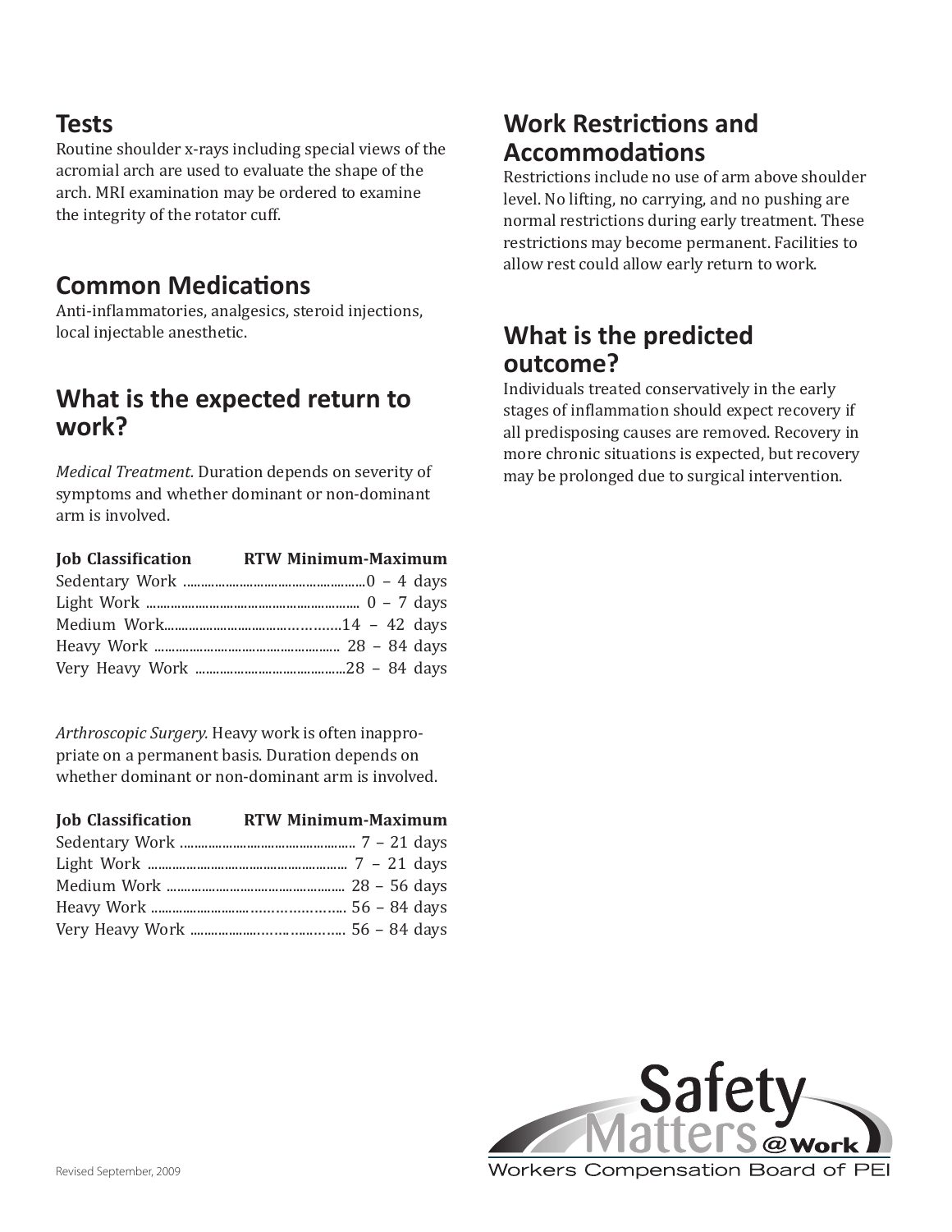## Tests

Routine shoulder x-rays including special views of the acromial arch are used to evaluate the shape of the arch. MRI examination may be ordered to examine the integrity of the rotator cuff.

## Common Medications

Anti-inflammatories, analgesics, steroid injections, local injectable anesthetic.

## What is the expected return to work?

*Medical Treatment.* Duration depends on severity of symptoms and whether dominant or non-dominant arm is involved.

| Job Classification | RTW Minimum-Maximum |
|---|---|
| Sedentary Work | 0 – 4 days |
| Light Work | 0 – 7 days |
| Medium Work | 14 – 42 days |
| Heavy Work | 28 – 84 days |
| Very Heavy Work | 28 – 84 days |

*Arthroscopic Surgery.* Heavy work is often inappropriate on a permanent basis. Duration depends on whether dominant or non-dominant arm is involved.

| Job Classification | RTW Minimum-Maximum |
|---|---|
| Sedentary Work | 7 – 21 days |
| Light Work | 7 – 21 days |
| Medium Work | 28 – 56 days |
| Heavy Work | 56 – 84 days |
| Very Heavy Work | 56 – 84 days |

## Work Restrictions and Accommodations

Restrictions include no use of arm above shoulder level. No lifting, no carrying, and no pushing are normal restrictions during early treatment. These restrictions may become permanent. Facilities to allow rest could allow early return to work.

## What is the predicted outcome?

Individuals treated conservatively in the early stages of inflammation should expect recovery if all predisposing causes are removed. Recovery in more chronic situations is expected, but recovery may be prolonged due to surgical intervention.

Revised September, 2009

Safety Matters @Work

Workers Compensation Board of PEI